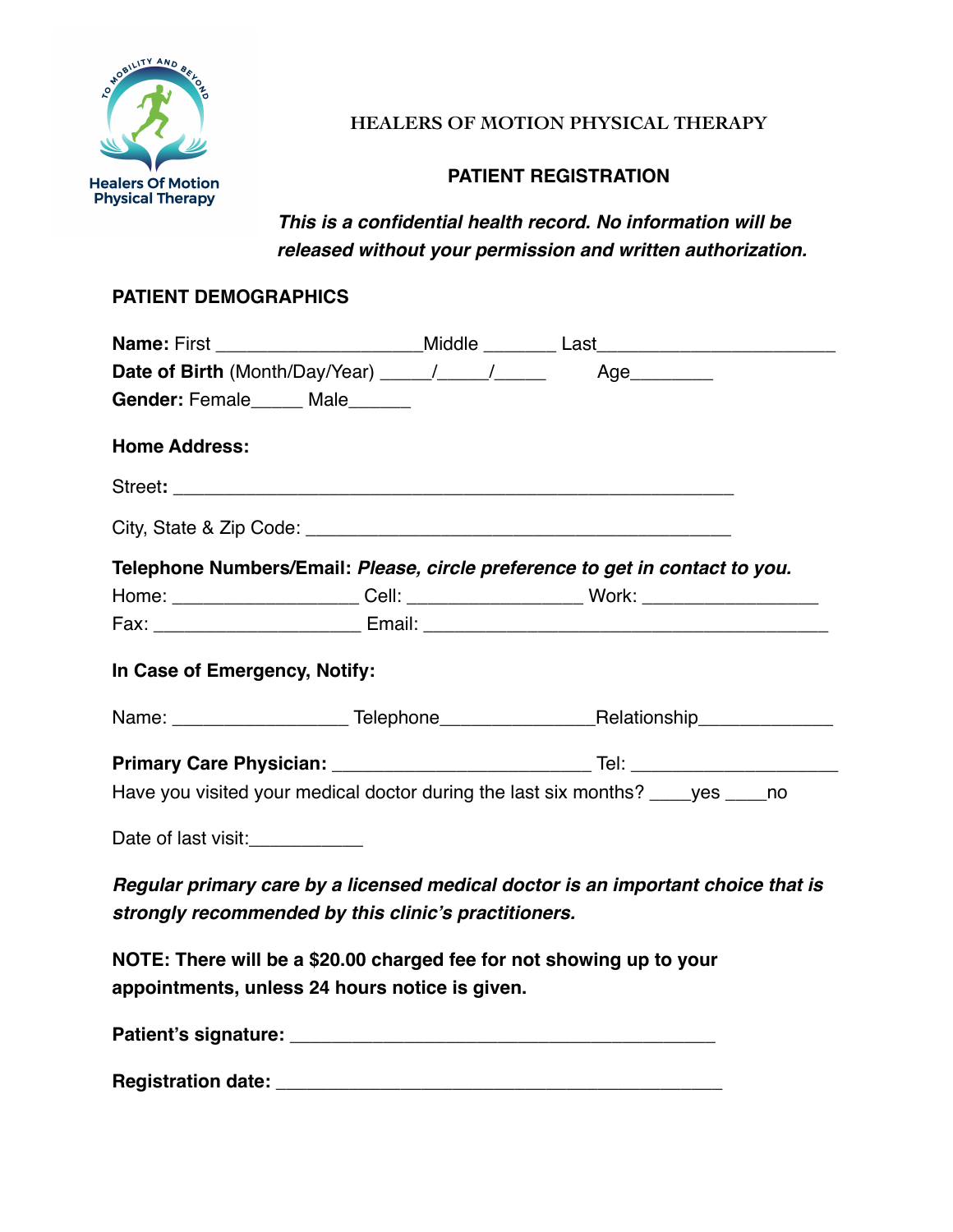Healers Of Motion Physical Therapy

# HEALERS OF MOTION PHYSICAL THERAPY

## PATIENT REGISTRATION

***This is a confidential health record. No information will be released without your permission and written authorization.***

### PATIENT DEMOGRAPHICS

**Name:** First ____________________Middle _______ Last______________________

**Date of Birth** (Month/Day/Year) _____/_____/_____ Age________

**Gender:** Female_____ Male______

**Home Address:**

Street**:** ________________________________________________________

City, State & Zip Code: __________________________________________

**Telephone Numbers/Email:** ***Please, circle preference to get in contact to you.***

Home: __________________ Cell: _________________ Work: _________________

Fax: ____________________ Email: _______________________________________

**In Case of Emergency, Notify:**

Name: _________________ Telephone_______________Relationship_____________

**Primary Care Physician:** _________________________ Tel: ____________________

Have you visited your medical doctor during the last six months? ____yes ____no

Date of last visit:___________

***Regular primary care by a licensed medical doctor is an important choice that is strongly recommended by this clinic's practitioners.***

**NOTE: There will be a $20.00 charged fee for not showing up to your appointments, unless 24 hours notice is given.**

**Patient's signature:** __________________________________________

**Registration date:** ____________________________________________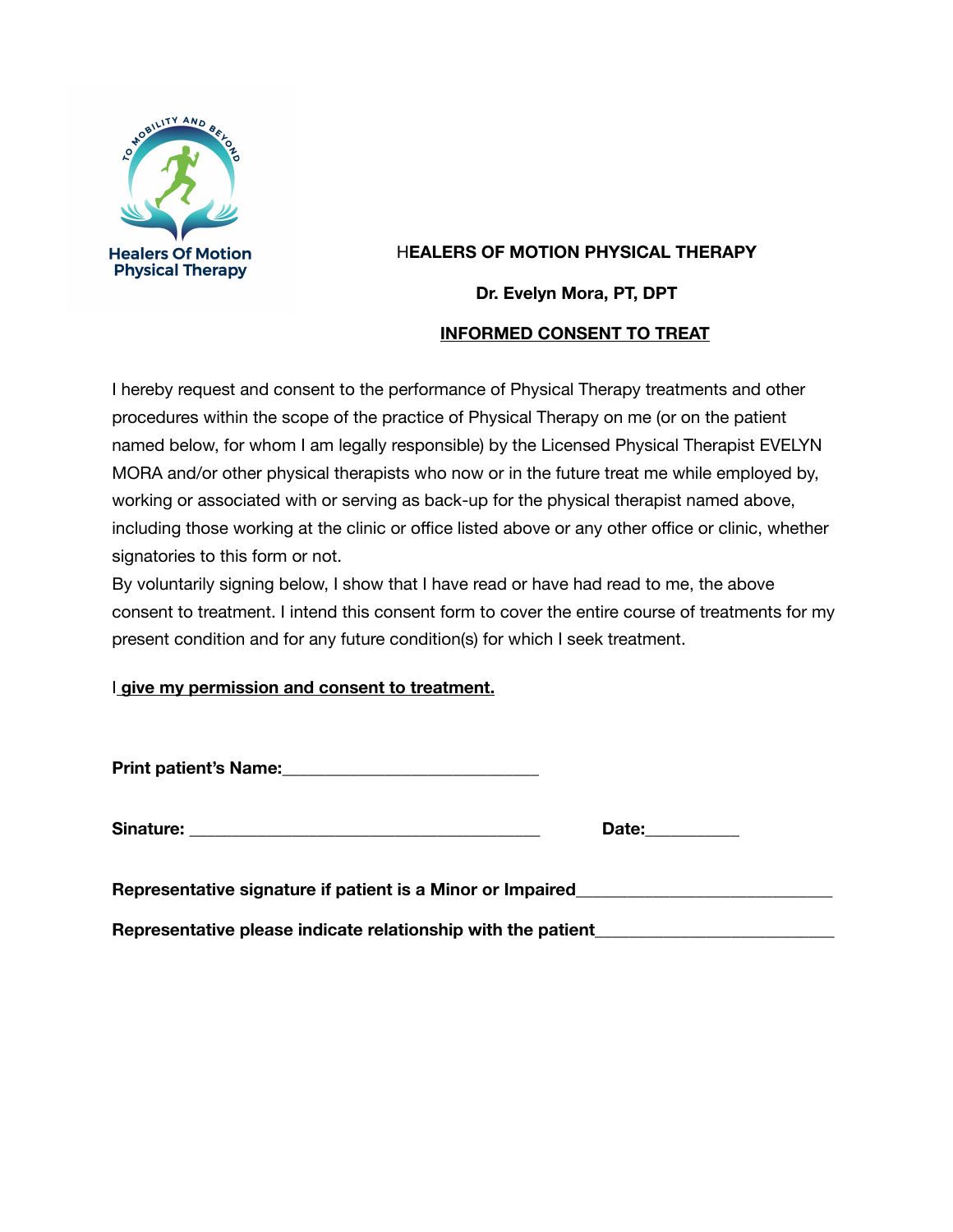Healers Of Motion Physical Therapy

# HEALERS OF MOTION PHYSICAL THERAPY

**Dr. Evelyn Mora, PT, DPT**

## INFORMED CONSENT TO TREAT

I hereby request and consent to the performance of Physical Therapy treatments and other procedures within the scope of the practice of Physical Therapy on me (or on the patient named below, for whom I am legally responsible) by the Licensed Physical Therapist EVELYN MORA and/or other physical therapists who now or in the future treat me while employed by, working or associated with or serving as back-up for the physical therapist named above, including those working at the clinic or office listed above or any other office or clinic, whether signatories to this form or not.

By voluntarily signing below, I show that I have read or have had read to me, the above consent to treatment. I intend this consent form to cover the entire course of treatments for my present condition and for any future condition(s) for which I seek treatment.

I **give my permission and consent to treatment.**

**Print patient's Name:**____________________________

**Sinature:** ______________________________________ **Date:**__________

**Representative signature if patient is a Minor or Impaired**___________________________

**Representative please indicate relationship with the patient**__________________________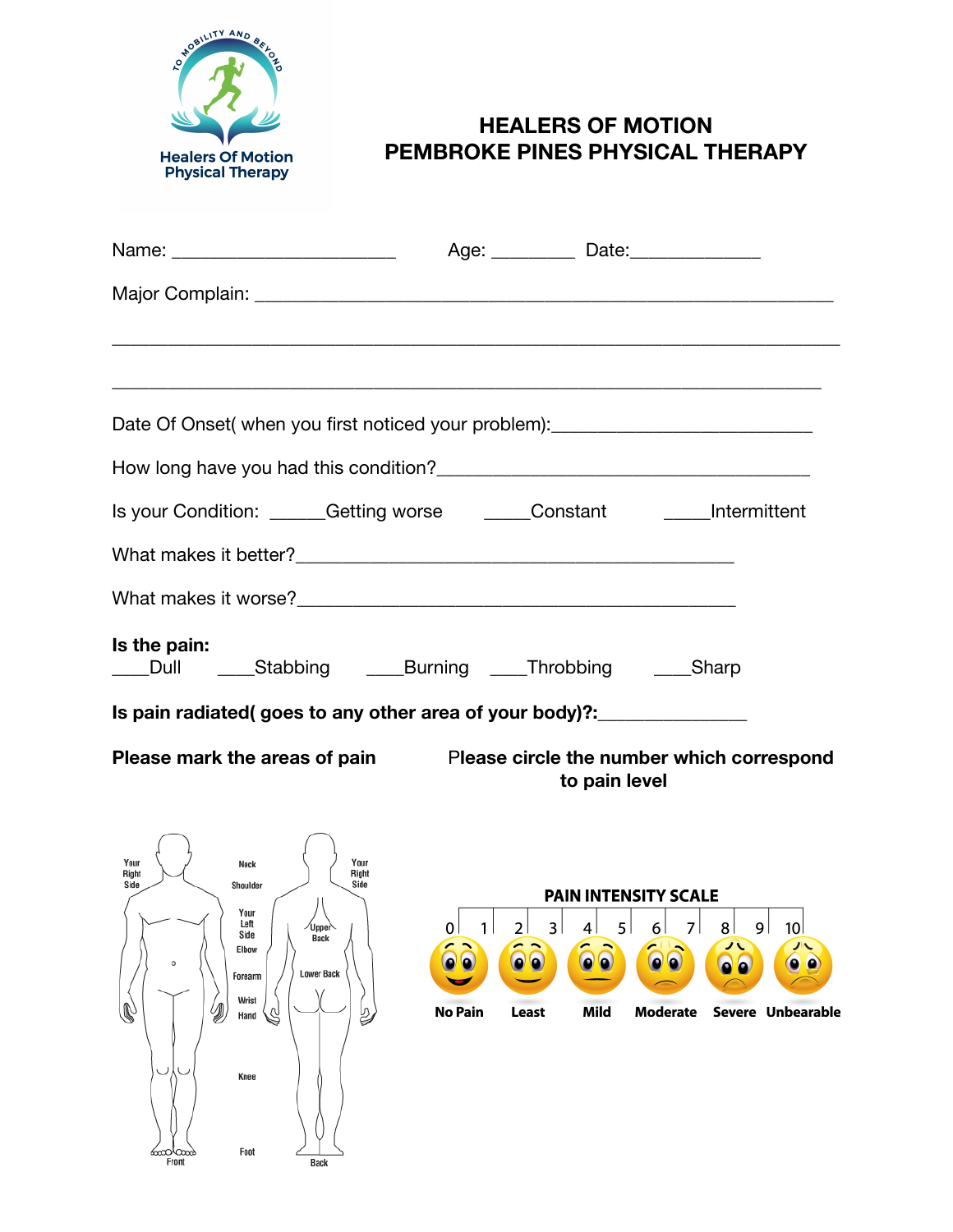Healers Of Motion Physical Therapy

TO MOBILITY AND BEYOND

# HEALERS OF MOTION
# PEMBROKE PINES PHYSICAL THERAPY

Name: ______________________ Age: ________ Date:_____________

Major Complain: ________________________________________________________

________________________________________________________________________

________________________________________________________________________

Date Of Onset( when you first noticed your problem):_________________________

How long have you had this condition?____________________________________

Is your Condition: ______Getting worse _____Constant _____Intermittent

What makes it better?__________________________________________

What makes it worse?__________________________________________

**Is the pain:**
____Dull ____Stabbing ____Burning ____Throbbing ____Sharp

**Is pain radiated( goes to any other area of your body)?:**______________

**Please mark the areas of pain**

Your Right Side | Neck | Shoulder | Your Left Side | Elbow | Forearm | Wrist | Hand | Knee | Foot | Your Right Side | Upper Back | Lower Back | Front | Back

**Please circle the number which correspond to pain level**

**PAIN INTENSITY SCALE**

0 1 2 3 4 5 6 7 8 9 10

**No Pain** **Least** **Mild** **Moderate** **Severe** **Unbearable**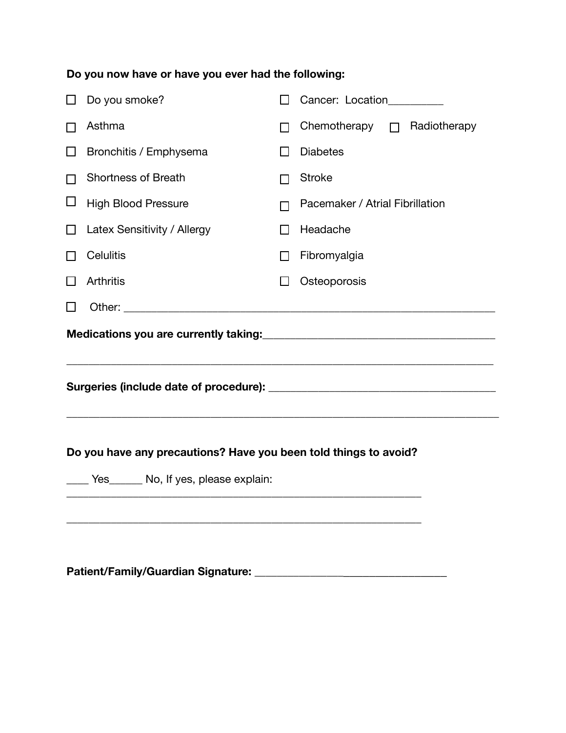**Do you now have or have you ever had the following:**

- ☐ Do you smoke?
- ☐ Asthma
- ☐ Bronchitis / Emphysema
- ☐ Shortness of Breath
- ☐ High Blood Pressure
- ☐ Latex Sensitivity / Allergy
- ☐ Celulitis
- ☐ Arthritis
- ☐ Cancer: Location__________
- ☐ Chemotherapy ☐ Radiotherapy
- ☐ Diabetes
- ☐ Stroke
- ☐ Pacemaker / Atrial Fibrillation
- ☐ Headache
- ☐ Fibromyalgia
- ☐ Osteoporosis
- ☐ Other: ______________________________________________________________

**Medications you are currently taking:**________________________________________

______________________________________________________________________________

**Surgeries (include date of procedure):** ________________________________________

______________________________________________________________________________

**Do you have any precautions? Have you been told things to avoid?**

____ Yes______ No, If yes, please explain:

_______________________________________________________________

_______________________________________________________________

**Patient/Family/Guardian Signature:** __________________________________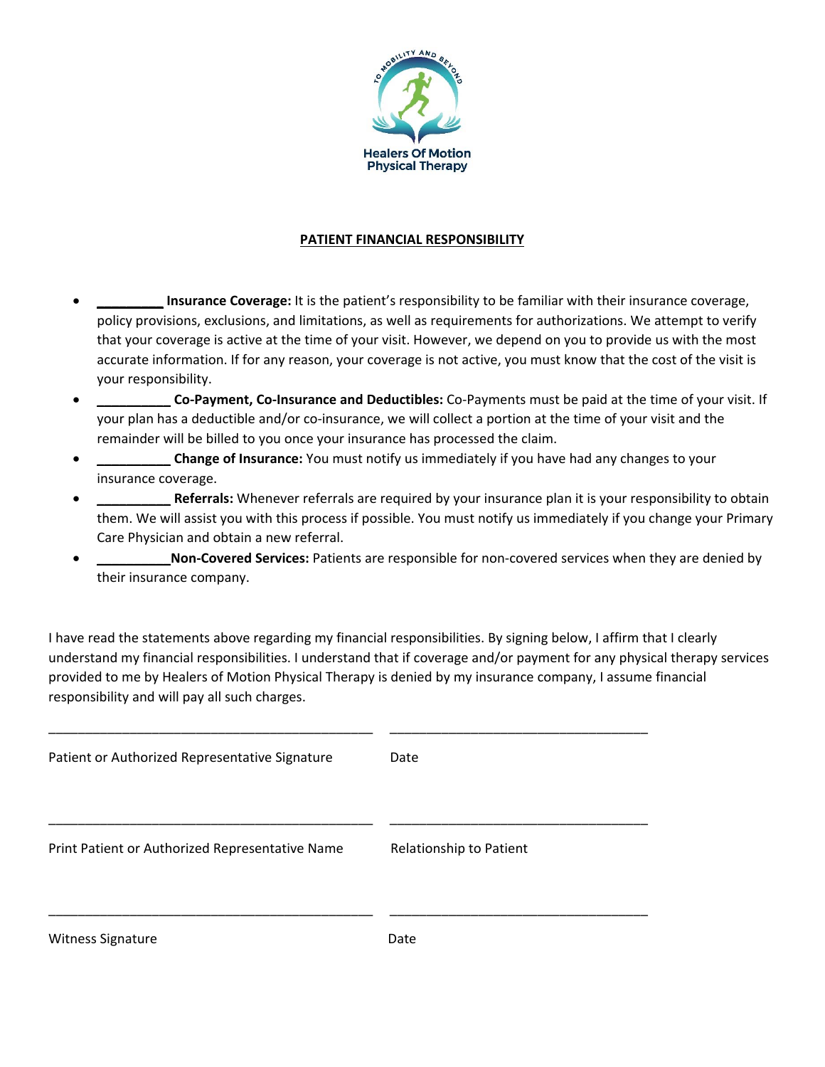Healers Of Motion
Physical Therapy

**PATIENT FINANCIAL RESPONSIBILITY**

- _________ **Insurance Coverage:** It is the patient's responsibility to be familiar with their insurance coverage, policy provisions, exclusions, and limitations, as well as requirements for authorizations. We attempt to verify that your coverage is active at the time of your visit. However, we depend on you to provide us with the most accurate information. If for any reason, your coverage is not active, you must know that the cost of the visit is your responsibility.
- __________ **Co-Payment, Co-Insurance and Deductibles:** Co-Payments must be paid at the time of your visit. If your plan has a deductible and/or co-insurance, we will collect a portion at the time of your visit and the remainder will be billed to you once your insurance has processed the claim.
- __________ **Change of Insurance:** You must notify us immediately if you have had any changes to your insurance coverage.
- __________ **Referrals:** Whenever referrals are required by your insurance plan it is your responsibility to obtain them. We will assist you with this process if possible. You must notify us immediately if you change your Primary Care Physician and obtain a new referral.
- __________**Non-Covered Services:** Patients are responsible for non-covered services when they are denied by their insurance company.

I have read the statements above regarding my financial responsibilities. By signing below, I affirm that I clearly understand my financial responsibilities. I understand that if coverage and/or payment for any physical therapy services provided to me by Healers of Motion Physical Therapy is denied by my insurance company, I assume financial responsibility and will pay all such charges.

_____________________________________________ ___________________________________

Patient or Authorized Representative Signature Date

_____________________________________________ ___________________________________

Print Patient or Authorized Representative Name Relationship to Patient

_____________________________________________ ___________________________________

Witness Signature Date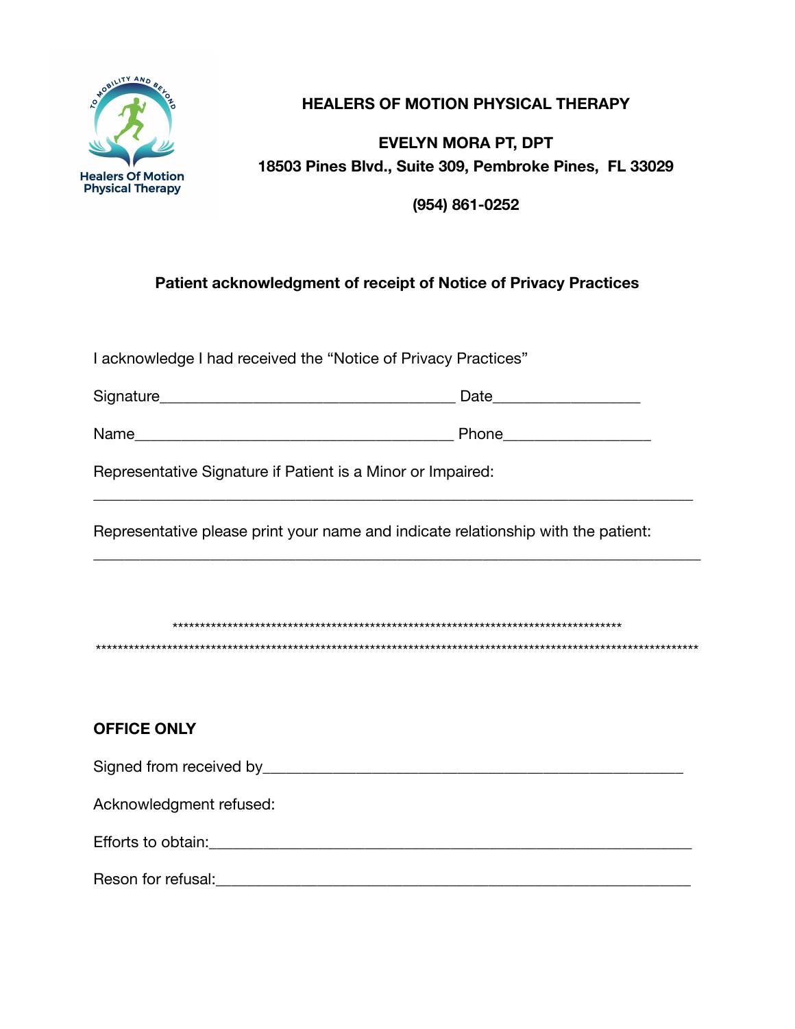Healers Of Motion Physical Therapy

**HEALERS OF MOTION PHYSICAL THERAPY**

**EVELYN MORA PT, DPT**
**18503 Pines Blvd., Suite 309, Pembroke Pines, FL 33029**

**(954) 861-0252**

**Patient acknowledgment of receipt of Notice of Privacy Practices**

I acknowledge I had received the "Notice of Privacy Practices"

Signature___________________________________ Date_________________

Name______________________________________ Phone_________________

Representative Signature if Patient is a Minor or Impaired:

__________________________________________________________________________

Representative please print your name and indicate relationship with the patient:

__________________________________________________________________________

**************************************************************************************

***********************************************************************************************************

**OFFICE ONLY**

Signed from received by___________________________________________________

Acknowledgment refused:

Efforts to obtain:_________________________________________________________

Reson for refusal:________________________________________________________